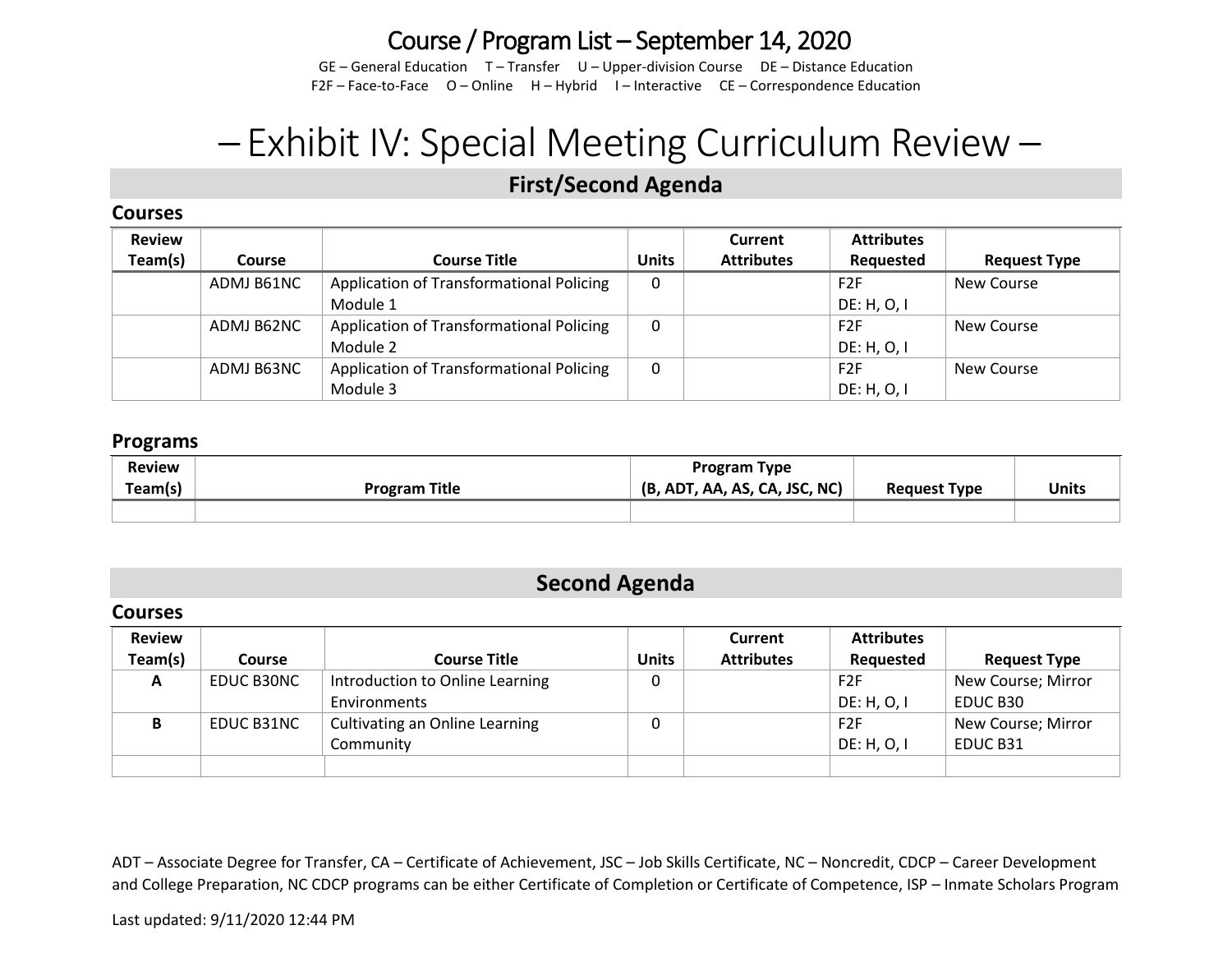# Course / Program List – September 14, 2020

GE – General Education T – Transfer U – Upper-division Course DE – Distance Education
F2F – Face-to-Face O – Online H – Hybrid I – Interactive CE – Correspondence Education

# – Exhibit IV: Special Meeting Curriculum Review –

## First/Second Agenda

### Courses

| Review Team(s) | Course | Course Title | Units | Current Attributes | Attributes Requested | Request Type |
|---|---|---|---|---|---|---|
| | ADMJ B61NC | Application of Transformational Policing Module 1 | 0 | | F2F DE: H, O, I | New Course |
| | ADMJ B62NC | Application of Transformational Policing Module 2 | 0 | | F2F DE: H, O, I | New Course |
| | ADMJ B63NC | Application of Transformational Policing Module 3 | 0 | | F2F DE: H, O, I | New Course |

### Programs

| Review Team(s) | Program Title | Program Type (B, ADT, AA, AS, CA, JSC, NC) | Request Type | Units |
|---|---|---|---|---|
| | | | | |

## Second Agenda

### Courses

| Review Team(s) | Course | Course Title | Units | Current Attributes | Attributes Requested | Request Type |
|---|---|---|---|---|---|---|
| A | EDUC B30NC | Introduction to Online Learning Environments | 0 | | F2F DE: H, O, I | New Course; Mirror EDUC B30 |
| B | EDUC B31NC | Cultivating an Online Learning Community | 0 | | F2F DE: H, O, I | New Course; Mirror EDUC B31 |
| | | | | | | |

ADT – Associate Degree for Transfer, CA – Certificate of Achievement, JSC – Job Skills Certificate, NC – Noncredit, CDCP – Career Development and College Preparation, NC CDCP programs can be either Certificate of Completion or Certificate of Competence, ISP – Inmate Scholars Program

Last updated: 9/11/2020 12:44 PM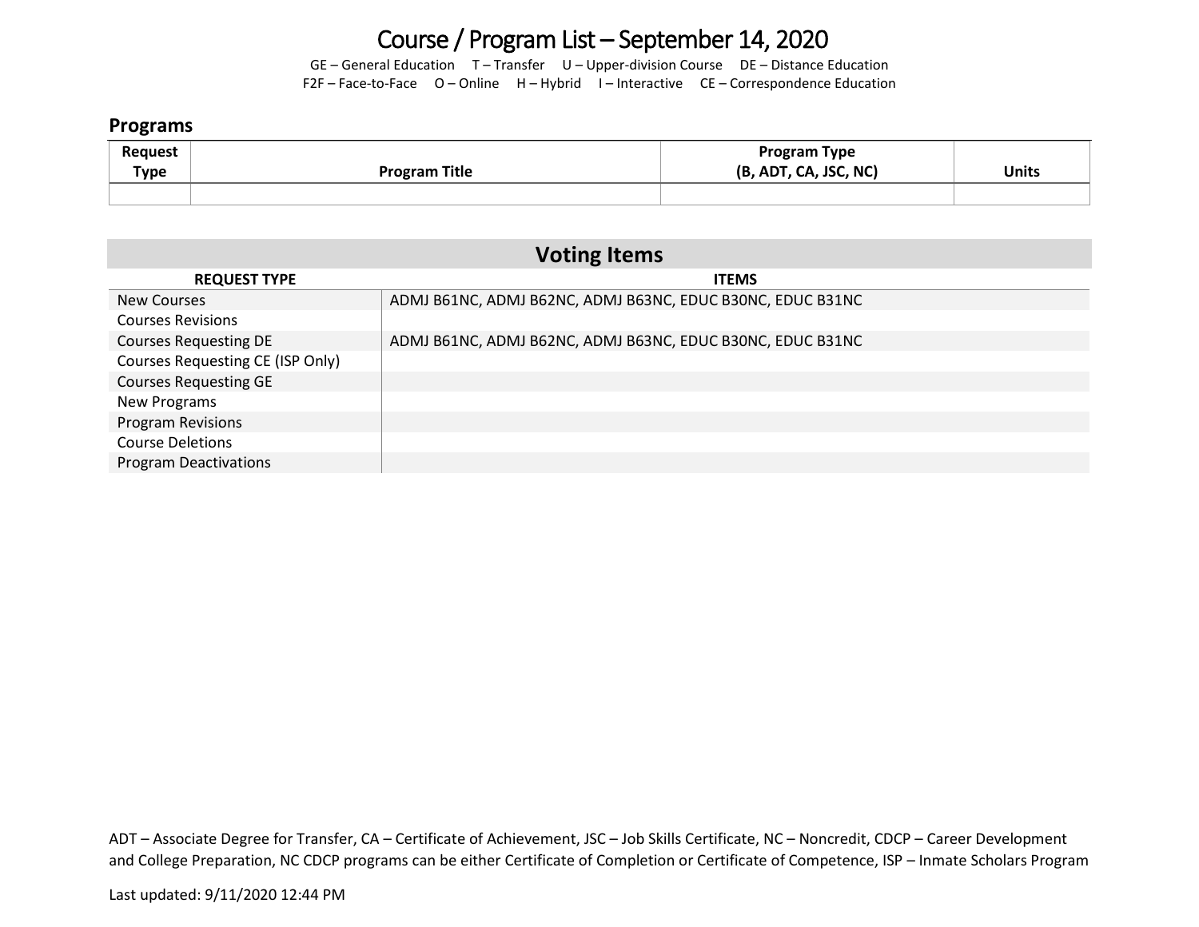# Course / Program List – September 14, 2020

GE – General Education T – Transfer U – Upper-division Course DE – Distance Education
F2F – Face-to-Face O – Online H – Hybrid I – Interactive CE – Correspondence Education

## Programs

| Request Type | Program Title | Program Type (B, ADT, CA, JSC, NC) | Units |
|---|---|---|---|
| | | | |

## Voting Items

| REQUEST TYPE | ITEMS |
|---|---|
| New Courses | ADMJ B61NC, ADMJ B62NC, ADMJ B63NC, EDUC B30NC, EDUC B31NC |
| Courses Revisions | |
| Courses Requesting DE | ADMJ B61NC, ADMJ B62NC, ADMJ B63NC, EDUC B30NC, EDUC B31NC |
| Courses Requesting CE (ISP Only) | |
| Courses Requesting GE | |
| New Programs | |
| Program Revisions | |
| Course Deletions | |
| Program Deactivations | |

ADT – Associate Degree for Transfer, CA – Certificate of Achievement, JSC – Job Skills Certificate, NC – Noncredit, CDCP – Career Development and College Preparation, NC CDCP programs can be either Certificate of Completion or Certificate of Competence, ISP – Inmate Scholars Program

Last updated: 9/11/2020 12:44 PM